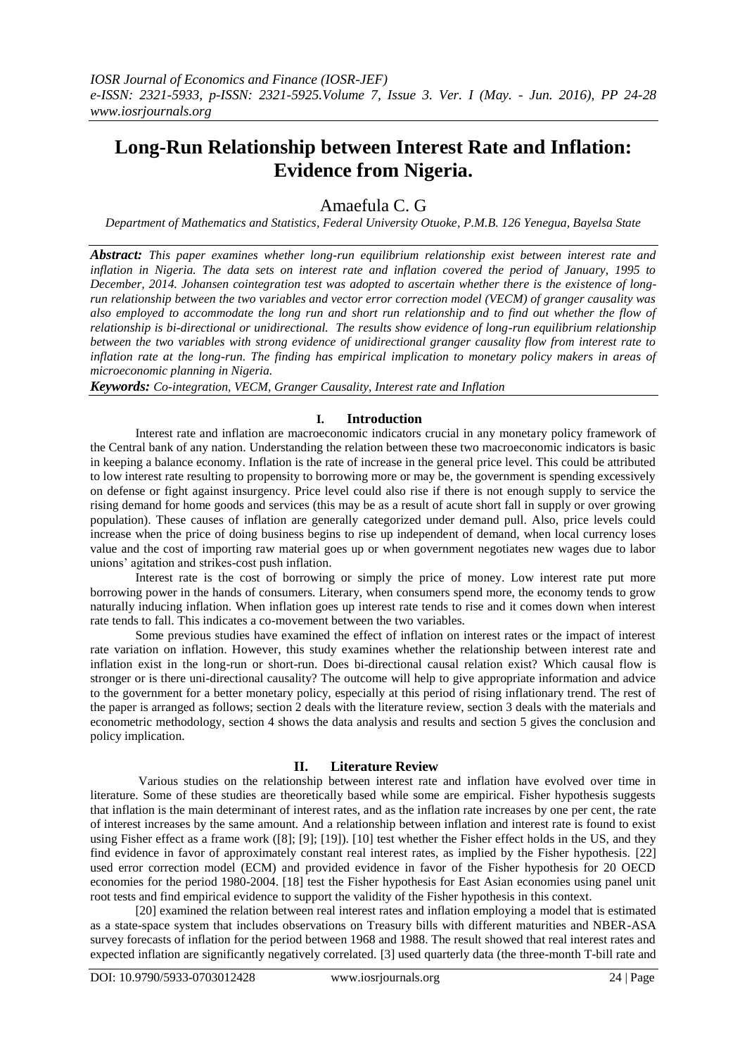# Long-Run Relationship between Interest Rate and Inflation: Evidence from Nigeria.

## Amaefula C. G

*Department of Mathematics and Statistics, Federal University Otuoke, P.M.B. 126 Yenegua, Bayelsa State*

***Abstract:*** *This paper examines whether long-run equilibrium relationship exist between interest rate and inflation in Nigeria. The data sets on interest rate and inflation covered the period of January, 1995 to December, 2014. Johansen cointegration test was adopted to ascertain whether there is the existence of long-run relationship between the two variables and vector error correction model (VECM) of granger causality was also employed to accommodate the long run and short run relationship and to find out whether the flow of relationship is bi-directional or unidirectional. The results show evidence of long-run equilibrium relationship between the two variables with strong evidence of unidirectional granger causality flow from interest rate to inflation rate at the long-run. The finding has empirical implication to monetary policy makers in areas of microeconomic planning in Nigeria.*

***Keywords:*** *Co-integration, VECM, Granger Causality, Interest rate and Inflation*

## I. Introduction

Interest rate and inflation are macroeconomic indicators crucial in any monetary policy framework of the Central bank of any nation. Understanding the relation between these two macroeconomic indicators is basic in keeping a balance economy. Inflation is the rate of increase in the general price level. This could be attributed to low interest rate resulting to propensity to borrowing more or may be, the government is spending excessively on defense or fight against insurgency. Price level could also rise if there is not enough supply to service the rising demand for home goods and services (this may be as a result of acute short fall in supply or over growing population). These causes of inflation are generally categorized under demand pull. Also, price levels could increase when the price of doing business begins to rise up independent of demand, when local currency loses value and the cost of importing raw material goes up or when government negotiates new wages due to labor unions' agitation and strikes-cost push inflation.

Interest rate is the cost of borrowing or simply the price of money. Low interest rate put more borrowing power in the hands of consumers. Literary, when consumers spend more, the economy tends to grow naturally inducing inflation. When inflation goes up interest rate tends to rise and it comes down when interest rate tends to fall. This indicates a co-movement between the two variables.

Some previous studies have examined the effect of inflation on interest rates or the impact of interest rate variation on inflation. However, this study examines whether the relationship between interest rate and inflation exist in the long-run or short-run. Does bi-directional causal relation exist? Which causal flow is stronger or is there uni-directional causality? The outcome will help to give appropriate information and advice to the government for a better monetary policy, especially at this period of rising inflationary trend. The rest of the paper is arranged as follows; section 2 deals with the literature review, section 3 deals with the materials and econometric methodology, section 4 shows the data analysis and results and section 5 gives the conclusion and policy implication.

## II. Literature Review

Various studies on the relationship between interest rate and inflation have evolved over time in literature. Some of these studies are theoretically based while some are empirical. Fisher hypothesis suggests that inflation is the main determinant of interest rates, and as the inflation rate increases by one per cent, the rate of interest increases by the same amount. And a relationship between inflation and interest rate is found to exist using Fisher effect as a frame work ([8]; [9]; [19]). [10] test whether the Fisher effect holds in the US, and they find evidence in favor of approximately constant real interest rates, as implied by the Fisher hypothesis. [22] used error correction model (ECM) and provided evidence in favor of the Fisher hypothesis for 20 OECD economies for the period 1980-2004. [18] test the Fisher hypothesis for East Asian economies using panel unit root tests and find empirical evidence to support the validity of the Fisher hypothesis in this context.

[20] examined the relation between real interest rates and inflation employing a model that is estimated as a state-space system that includes observations on Treasury bills with different maturities and NBER-ASA survey forecasts of inflation for the period between 1968 and 1988. The result showed that real interest rates and expected inflation are significantly negatively correlated. [3] used quarterly data (the three-month T-bill rate and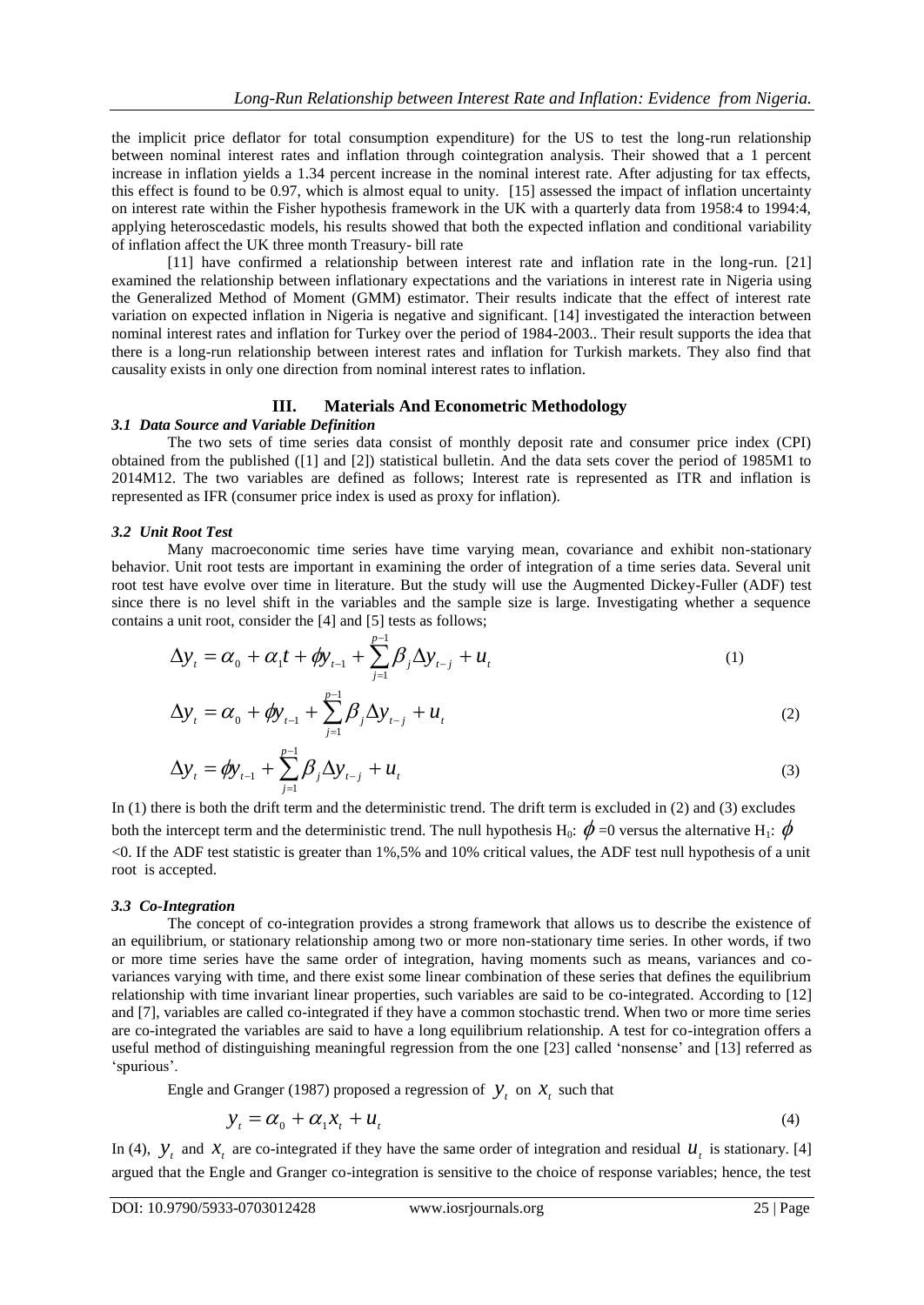the implicit price deflator for total consumption expenditure) for the US to test the long-run relationship between nominal interest rates and inflation through cointegration analysis. Their showed that a 1 percent increase in inflation yields a 1.34 percent increase in the nominal interest rate. After adjusting for tax effects, this effect is found to be 0.97, which is almost equal to unity. [15] assessed the impact of inflation uncertainty on interest rate within the Fisher hypothesis framework in the UK with a quarterly data from 1958:4 to 1994:4, applying heteroscedastic models, his results showed that both the expected inflation and conditional variability of inflation affect the UK three month Treasury- bill rate

[11] have confirmed a relationship between interest rate and inflation rate in the long-run. [21] examined the relationship between inflationary expectations and the variations in interest rate in Nigeria using the Generalized Method of Moment (GMM) estimator. Their results indicate that the effect of interest rate variation on expected inflation in Nigeria is negative and significant. [14] investigated the interaction between nominal interest rates and inflation for Turkey over the period of 1984-2003.. Their result supports the idea that there is a long-run relationship between interest rates and inflation for Turkish markets. They also find that causality exists in only one direction from nominal interest rates to inflation.

## III. Materials And Econometric Methodology

### *3.1 Data Source and Variable Definition*

The two sets of time series data consist of monthly deposit rate and consumer price index (CPI) obtained from the published ([1] and [2]) statistical bulletin. And the data sets cover the period of 1985M1 to 2014M12. The two variables are defined as follows; Interest rate is represented as ITR and inflation is represented as IFR (consumer price index is used as proxy for inflation).

### *3.2 Unit Root Test*

Many macroeconomic time series have time varying mean, covariance and exhibit non-stationary behavior. Unit root tests are important in examining the order of integration of a time series data. Several unit root test have evolve over time in literature. But the study will use the Augmented Dickey-Fuller (ADF) test since there is no level shift in the variables and the sample size is large. Investigating whether a sequence contains a unit root, consider the [4] and [5] tests as follows;

$$\Delta y_t = \alpha_0 + \alpha_1 t + \phi y_{t-1} + \sum_{j=1}^{p-1} \beta_j \Delta y_{t-j} + u_t \tag{1}$$

$$\Delta y_t = \alpha_0 + \phi y_{t-1} + \sum_{j=1}^{p-1} \beta_j \Delta y_{t-j} + u_t \tag{2}$$

$$\Delta y_t = \phi y_{t-1} + \sum_{j=1}^{p-1} \beta_j \Delta y_{t-j} + u_t \tag{3}$$

In (1) there is both the drift term and the deterministic trend. The drift term is excluded in (2) and (3) excludes both the intercept term and the deterministic trend. The null hypothesis $H_0$: $\phi = 0$ versus the alternative $H_1$: $\phi < 0$. If the ADF test statistic is greater than 1%,5% and 10% critical values, the ADF test null hypothesis of a unit root is accepted.

### *3.3 Co-Integration*

The concept of co-integration provides a strong framework that allows us to describe the existence of an equilibrium, or stationary relationship among two or more non-stationary time series. In other words, if two or more time series have the same order of integration, having moments such as means, variances and co-variances varying with time, and there exist some linear combination of these series that defines the equilibrium relationship with time invariant linear properties, such variables are said to be co-integrated. According to [12] and [7], variables are called co-integrated if they have a common stochastic trend. When two or more time series are co-integrated the variables are said to have a long equilibrium relationship. A test for co-integration offers a useful method of distinguishing meaningful regression from the one [23] called 'nonsense' and [13] referred as 'spurious'.

Engle and Granger (1987) proposed a regression of $y_t$ on $x_t$ such that

$$y_t = \alpha_0 + \alpha_1 x_t + u_t \tag{4}$$

In (4), $y_t$ and $x_t$ are co-integrated if they have the same order of integration and residual $u_t$ is stationary. [4] argued that the Engle and Granger co-integration is sensitive to the choice of response variables; hence, the test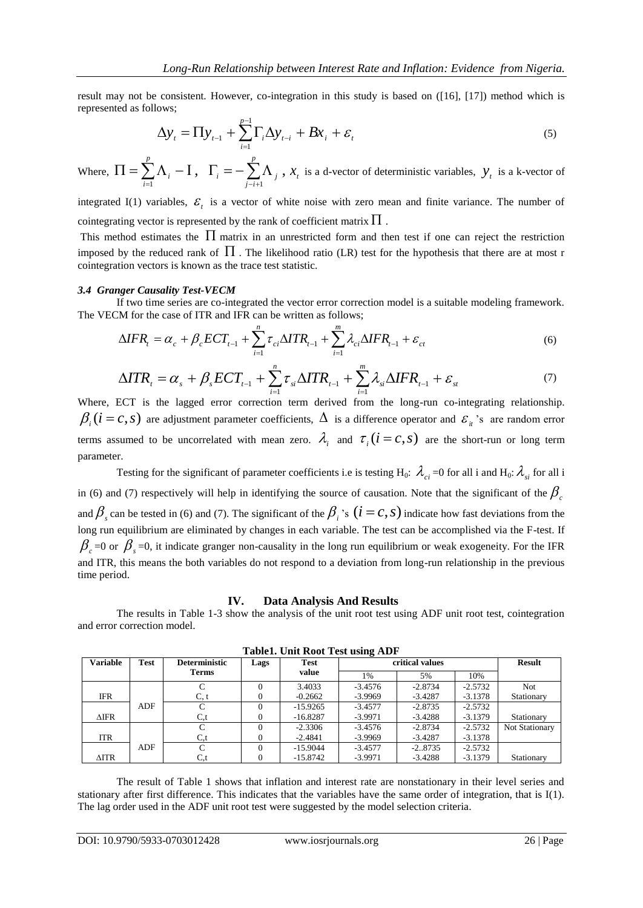result may not be consistent. However, co-integration in this study is based on ([16], [17]) method which is represented as follows;

$$\Delta y_t = \Pi y_{t-1} + \sum_{i=1}^{p-1} \Gamma_i \Delta y_{t-i} + Bx_i + \varepsilon_t \tag{5}$$

Where, $\Pi = \sum_{i=1}^{p} \Lambda_i - I$, $\Gamma_i = -\sum_{j-i+1}^{p} \Lambda_j$, $x_t$ is a d-vector of deterministic variables, $y_t$ is a k-vector of integrated I(1) variables, $\varepsilon_t$ is a vector of white noise with zero mean and finite variance. The number of cointegrating vector is represented by the rank of coefficient matrix $\Pi$.

This method estimates the $\Pi$ matrix in an unrestricted form and then test if one can reject the restriction imposed by the reduced rank of $\Pi$. The likelihood ratio (LR) test for the hypothesis that there are at most r cointegration vectors is known as the trace test statistic.

### *3.4 Granger Causality Test-VECM*

If two time series are co-integrated the vector error correction model is a suitable modeling framework. The VECM for the case of ITR and IFR can be written as follows;

$$\Delta IFR_t = \alpha_c + \beta_c ECT_{t-1} + \sum_{i=1}^{n} \tau_{ci} \Delta ITR_{t-1} + \sum_{i=1}^{m} \lambda_{ci} \Delta IFR_{t-1} + \varepsilon_{ct} \tag{6}$$

$$\Delta ITR_t = \alpha_s + \beta_s ECT_{t-1} + \sum_{i=1}^{n} \tau_{si} \Delta ITR_{t-1} + \sum_{i=1}^{m} \lambda_{si} \Delta IFR_{t-1} + \varepsilon_{st} \tag{7}$$

Where, ECT is the lagged error correction term derived from the long-run co-integrating relationship. $\beta_i (i = c, s)$ are adjustment parameter coefficients, $\Delta$ is a difference operator and $\varepsilon_{it}$'s are random error terms assumed to be uncorrelated with mean zero. $\lambda_i$ and $\tau_i (i = c, s)$ are the short-run or long term parameter.

Testing for the significant of parameter coefficients i.e is testing H$_0$: $\lambda_{ci}$ =0 for all i and H$_0$: $\lambda_{si}$ for all i in (6) and (7) respectively will help in identifying the source of causation. Note that the significant of the $\beta_c$ and $\beta_s$ can be tested in (6) and (7). The significant of the $\beta_i$'s $(i = c, s)$ indicate how fast deviations from the long run equilibrium are eliminated by changes in each variable. The test can be accomplished via the F-test. If $\beta_c$=0 or $\beta_s$=0, it indicate granger non-causality in the long run equilibrium or weak exogeneity. For the IFR and ITR, this means the both variables do not respond to a deviation from long-run relationship in the previous time period.

## IV. Data Analysis And Results

The results in Table 1-3 show the analysis of the unit root test using ADF unit root test, cointegration and error correction model.

**Table1. Unit Root Test using ADF**

| Variable | Test | Deterministic Terms | Lags | Test value | critical values | | | Result |
|---|---|---|---|---|---|---|---|---|
| | | | | | 1% | 5% | 10% | |
| | | C | 0 | 3.4033 | -3.4576 | -2.8734 | -2.5732 | Not |
| IFR | | C, t | 0 | -0.2662 | -3.9969 | -3.4287 | -3.1378 | Stationary |
| | ADF | C | 0 | -15.9265 | -3.4577 | -2.8735 | -2.5732 | |
| ΔIFR | | C,t | 0 | -16.8287 | -3.9971 | -3.4288 | -3.1379 | Stationary |
| | | C | 0 | -2.3306 | -3.4576 | -2.8734 | -2.5732 | Not Stationary |
| ITR | | C,t | 0 | -2.4841 | -3.9969 | -3.4287 | -3.1378 | |
| | ADF | C | 0 | -15.9044 | -3.4577 | -2..8735 | -2.5732 | |
| ΔITR | | C,t | 0 | -15.8742 | -3.9971 | -3.4288 | -3.1379 | Stationary |

The result of Table 1 shows that inflation and interest rate are nonstationary in their level series and stationary after first difference. This indicates that the variables have the same order of integration, that is I(1). The lag order used in the ADF unit root test were suggested by the model selection criteria.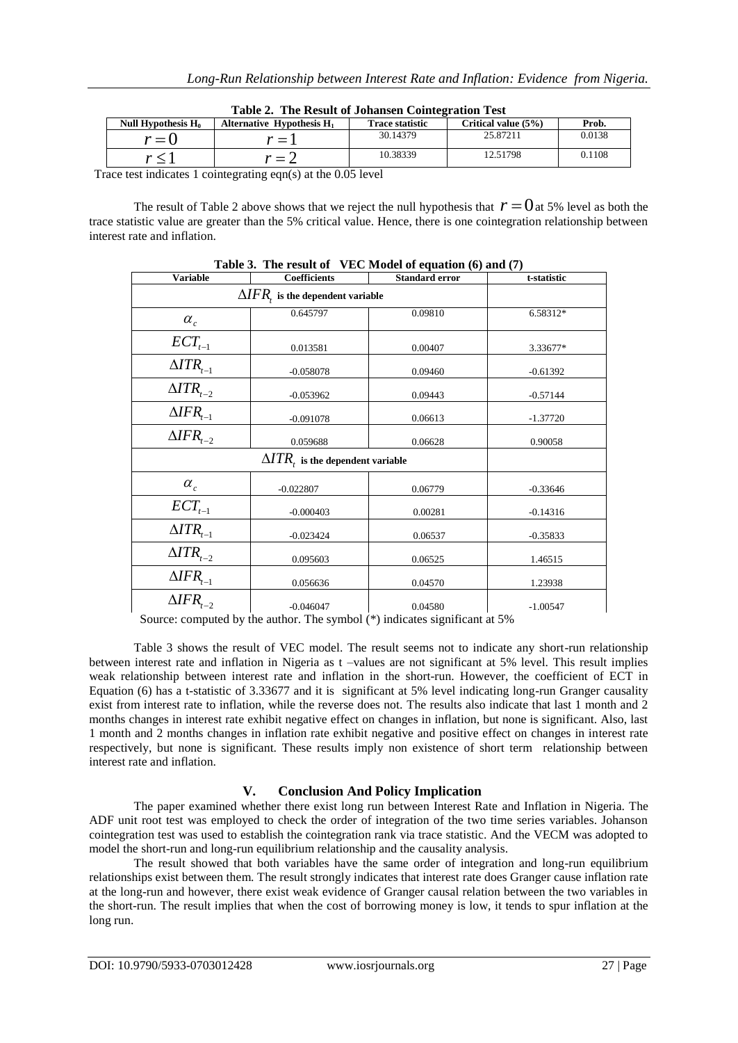**Table 2. The Result of Johansen Cointegration Test**

| Null Hypothesis $H_0$ | Alternative Hypothesis $H_1$ | Trace statistic | Critical value (5%) | Prob. |
|---|---|---|---|---|
| $r = 0$ | $r = 1$ | 30.14379 | 25.87211 | 0.0138 |
| $r \leq 1$ | $r = 2$ | 10.38339 | 12.51798 | 0.1108 |

Trace test indicates 1 cointegrating eqn(s) at the 0.05 level

The result of Table 2 above shows that we reject the null hypothesis that $r = 0$ at 5% level as both the trace statistic value are greater than the 5% critical value. Hence, there is one cointegration relationship between interest rate and inflation.

**Table 3. The result of VEC Model of equation (6) and (7)**

| Variable | Coefficients | Standard error | t-statistic |
|---|---|---|---|
| $\Delta IFR_t$ is the dependent variable | | | |
| $\alpha_c$ | 0.645797 | 0.09810 | 6.58312* |
| $ECT_{t-1}$ | 0.013581 | 0.00407 | 3.33677* |
| $\Delta ITR_{t-1}$ | -0.058078 | 0.09460 | -0.61392 |
| $\Delta ITR_{t-2}$ | -0.053962 | 0.09443 | -0.57144 |
| $\Delta IFR_{t-1}$ | -0.091078 | 0.06613 | -1.37720 |
| $\Delta IFR_{t-2}$ | 0.059688 | 0.06628 | 0.90058 |
| $\Delta ITR_t$ is the dependent variable | | | |
| $\alpha_c$ | -0.022807 | 0.06779 | -0.33646 |
| $ECT_{t-1}$ | -0.000403 | 0.00281 | -0.14316 |
| $\Delta ITR_{t-1}$ | -0.023424 | 0.06537 | -0.35833 |
| $\Delta ITR_{t-2}$ | 0.095603 | 0.06525 | 1.46515 |
| $\Delta IFR_{t-1}$ | 0.056636 | 0.04570 | 1.23938 |
| $\Delta IFR_{t-2}$ | -0.046047 | 0.04580 | -1.00547 |

Source: computed by the author. The symbol (*) indicates significant at 5%

Table 3 shows the result of VEC model. The result seems not to indicate any short-run relationship between interest rate and inflation in Nigeria as t –values are not significant at 5% level. This result implies weak relationship between interest rate and inflation in the short-run. However, the coefficient of ECT in Equation (6) has a t-statistic of 3.33677 and it is significant at 5% level indicating long-run Granger causality exist from interest rate to inflation, while the reverse does not. The results also indicate that last 1 month and 2 months changes in interest rate exhibit negative effect on changes in inflation, but none is significant. Also, last 1 month and 2 months changes in inflation rate exhibit negative and positive effect on changes in interest rate respectively, but none is significant. These results imply non existence of short term relationship between interest rate and inflation.

## V. Conclusion And Policy Implication

The paper examined whether there exist long run between Interest Rate and Inflation in Nigeria. The ADF unit root test was employed to check the order of integration of the two time series variables. Johanson cointegration test was used to establish the cointegration rank via trace statistic. And the VECM was adopted to model the short-run and long-run equilibrium relationship and the causality analysis.

The result showed that both variables have the same order of integration and long-run equilibrium relationships exist between them. The result strongly indicates that interest rate does Granger cause inflation rate at the long-run and however, there exist weak evidence of Granger causal relation between the two variables in the short-run. The result implies that when the cost of borrowing money is low, it tends to spur inflation at the long run.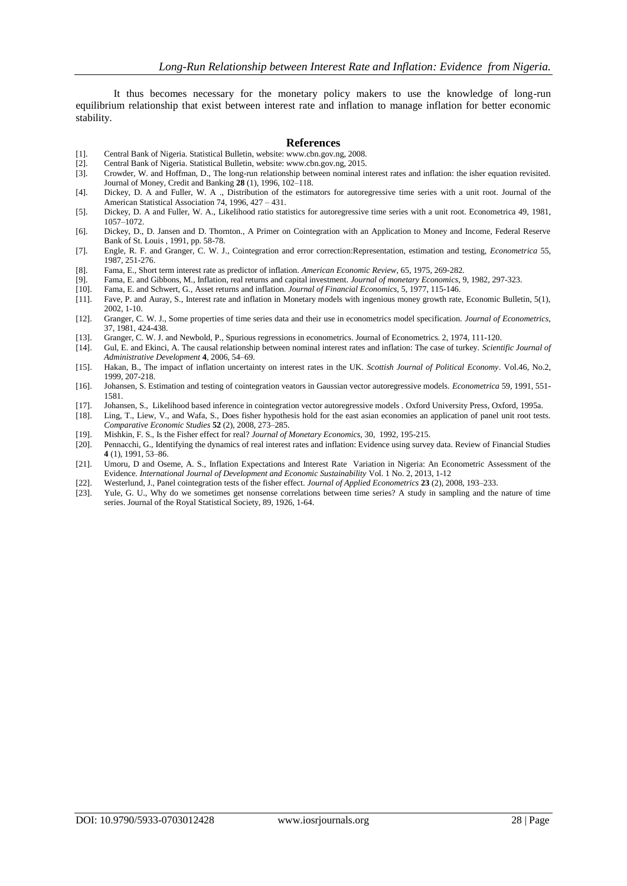It thus becomes necessary for the monetary policy makers to use the knowledge of long-run equilibrium relationship that exist between interest rate and inflation to manage inflation for better economic stability.

## References

[1]. Central Bank of Nigeria. Statistical Bulletin, website: www.cbn.gov.ng, 2008.

[2]. Central Bank of Nigeria. Statistical Bulletin, website: www.cbn.gov.ng, 2015.

[3]. Crowder, W. and Hoffman, D., The long-run relationship between nominal interest rates and inflation: the isher equation revisited. Journal of Money, Credit and Banking **28** (1), 1996, 102–118.

[4]. Dickey, D. A and Fuller, W. A ., Distribution of the estimators for autoregressive time series with a unit root. Journal of the American Statistical Association 74, 1996, 427 – 431.

[5]. Dickey, D. A and Fuller, W. A., Likelihood ratio statistics for autoregressive time series with a unit root. Econometrica 49, 1981, 1057–1072.

[6]. Dickey, D., D. Jansen and D. Thornton., A Primer on Cointegration with an Application to Money and Income, Federal Reserve Bank of St. Louis , 1991, pp. 58-78.

[7]. Engle, R. F. and Granger, C. W. J., Cointegration and error correction:Representation, estimation and testing, *Econometrica* 55, 1987, 251-276.

[8]. Fama, E., Short term interest rate as predictor of inflation. *American Economic Review*, 65, 1975, 269-282.

[9]. Fama, E. and Gibbons, M., Inflation, real returns and capital investment. *Journal of monetary Economics*, 9, 1982, 297-323.

[10]. Fama, E. and Schwert, G., Asset returns and inflation. *Journal of Financial Economics*, 5, 1977, 115-146.

[11]. Fave, P. and Auray, S., Interest rate and inflation in Monetary models with ingenious money growth rate, Economic Bulletin, 5(1), 2002, 1-10.

[12]. Granger, C. W. J., Some properties of time series data and their use in econometrics model specification. *Journal of Econometrics*, 37, 1981, 424-438.

[13]. Granger, C. W. J. and Newbold, P., Spurious regressions in econometrics. Journal of Econometrics. 2, 1974, 111-120.

[14]. Gul, E. and Ekinci, A. The causal relationship between nominal interest rates and inflation: The case of turkey. *Scientific Journal of Administrative Development* **4**, 2006, 54–69.

[15]. Hakan, B., The impact of inflation uncertainty on interest rates in the UK. *Scottish Journal of Political Economy*. Vol.46, No.2, 1999, 207-218.

[16]. Johansen, S. Estimation and testing of cointegration veators in Gaussian vector autoregressive models. *Econometrica* 59, 1991, 551-1581.

[17]. Johansen, S., Likelihood based inference in cointegration vector autoregressive models . Oxford University Press, Oxford, 1995a.

[18]. Ling, T., Liew, V., and Wafa, S., Does fisher hypothesis hold for the east asian economies an application of panel unit root tests. *Comparative Economic Studies* **52** (2), 2008, 273–285.

[19]. Mishkin, F. S., Is the Fisher effect for real? *Journal of Monetary Economics*, 30, 1992, 195-215.

[20]. Pennacchi, G., Identifying the dynamics of real interest rates and inflation: Evidence using survey data. Review of Financial Studies **4** (1), 1991, 53–86.

[21]. Umoru, D and Oseme, A. S., Inflation Expectations and Interest Rate Variation in Nigeria: An Econometric Assessment of the Evidence. *International Journal of Development and Economic Sustainability* Vol. 1 No. 2, 2013, 1-12

[22]. Westerlund, J., Panel cointegration tests of the fisher effect. *Journal of Applied Econometrics* **23** (2), 2008, 193–233.

[23]. Yule, G. U., Why do we sometimes get nonsense correlations between time series? A study in sampling and the nature of time series. Journal of the Royal Statistical Society, 89, 1926, 1-64.